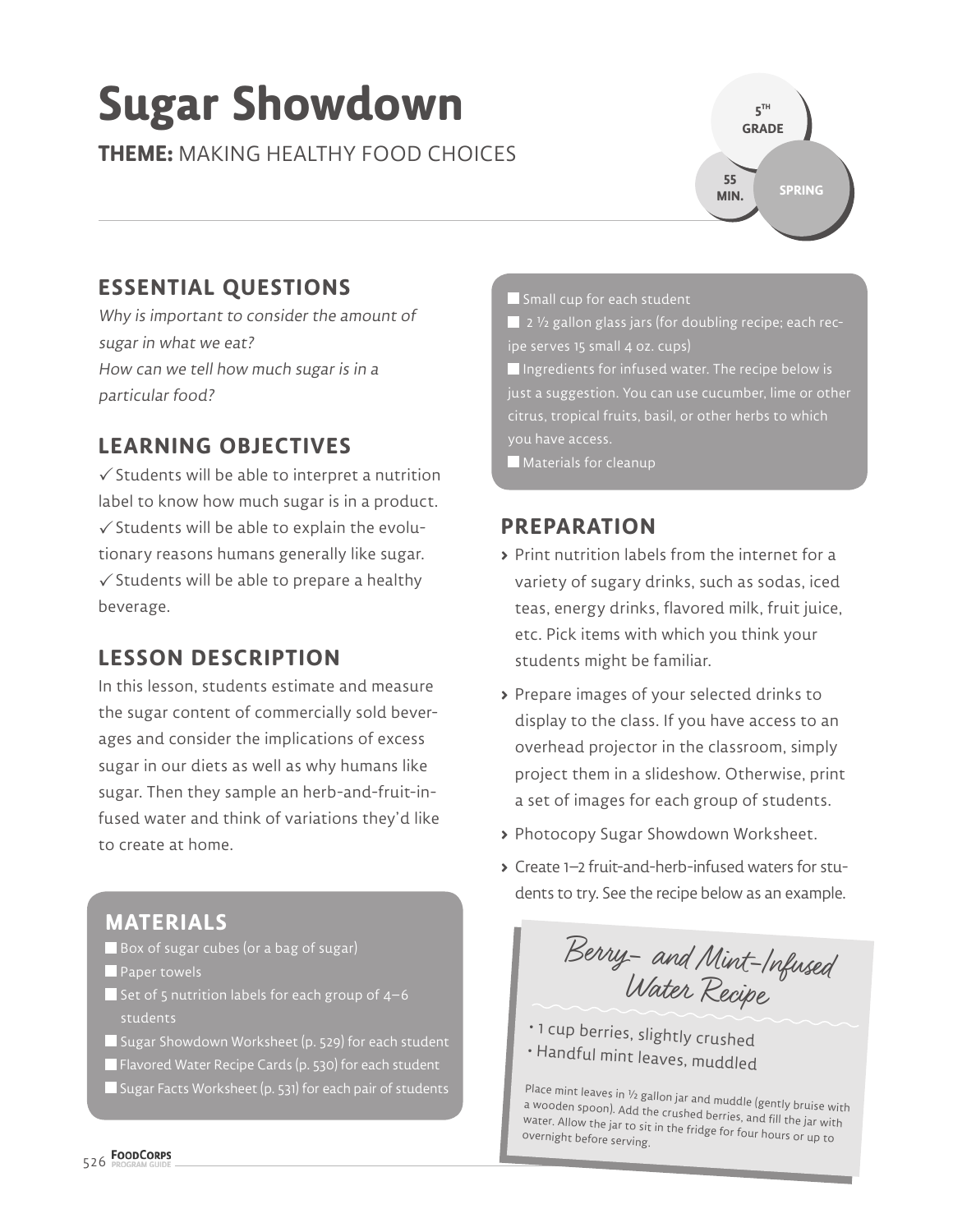# Sugar Showdown

**THEME:** MAKING HEALTHY FOOD CHOICES

5TH GRADE

55 MIN.

SPRING

## ESSENTIAL QUESTIONS

*Why is important to consider the amount of sugar in what we eat?*
*How can we tell how much sugar is in a particular food?*

## LEARNING OBJECTIVES

✓ Students will be able to interpret a nutrition label to know how much sugar is in a product.
✓ Students will be able to explain the evolutionary reasons humans generally like sugar.
✓ Students will be able to prepare a healthy beverage.

## LESSON DESCRIPTION

In this lesson, students estimate and measure the sugar content of commercially sold beverages and consider the implications of excess sugar in our diets as well as why humans like sugar. Then they sample an herb-and-fruit-infused water and think of variations they'd like to create at home.

## MATERIALS

- Box of sugar cubes (or a bag of sugar)
- Paper towels
- Set of 5 nutrition labels for each group of 4–6 students
- Sugar Showdown Worksheet (p. 529) for each student
- Flavored Water Recipe Cards (p. 530) for each student
- Sugar Facts Worksheet (p. 531) for each pair of students
- Small cup for each student
- 2 ½ gallon glass jars (for doubling recipe; each recipe serves 15 small 4 oz. cups)
- Ingredients for infused water. The recipe below is just a suggestion. You can use cucumber, lime or other citrus, tropical fruits, basil, or other herbs to which you have access.
- Materials for cleanup

## PREPARATION

- Print nutrition labels from the internet for a variety of sugary drinks, such as sodas, iced teas, energy drinks, flavored milk, fruit juice, etc. Pick items with which you think your students might be familiar.
- Prepare images of your selected drinks to display to the class. If you have access to an overhead projector in the classroom, simply project them in a slideshow. Otherwise, print a set of images for each group of students.
- Photocopy Sugar Showdown Worksheet.
- Create 1–2 fruit-and-herb-infused waters for students to try. See the recipe below as an example.

### Berry- and Mint-Infused Water Recipe

- 1 cup berries, slightly crushed
- Handful mint leaves, muddled

Place mint leaves in ½ gallon jar and muddle (gently bruise with a wooden spoon). Add the crushed berries, and fill the jar with water. Allow the jar to sit in the fridge for four hours or up to overnight before serving.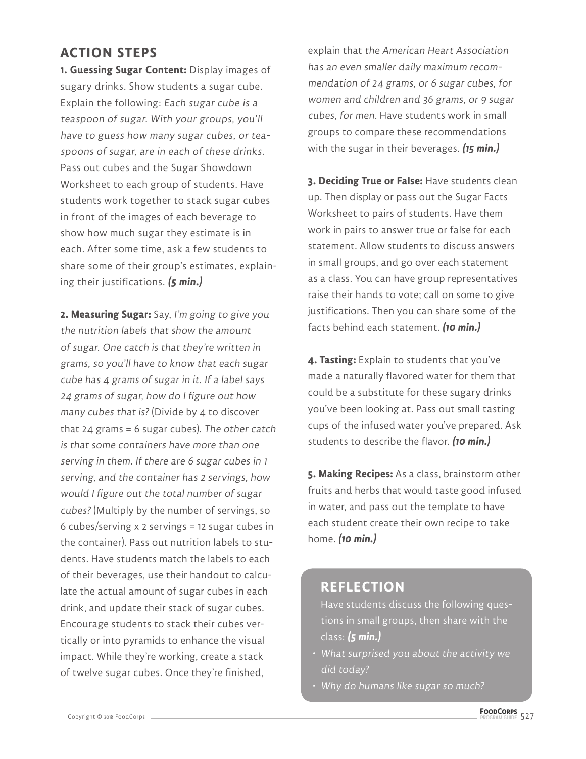## ACTION STEPS

**1. Guessing Sugar Content:** Display images of sugary drinks. Show students a sugar cube. Explain the following: *Each sugar cube is a teaspoon of sugar. With your groups, you'll have to guess how many sugar cubes, or teaspoons of sugar, are in each of these drinks*. Pass out cubes and the Sugar Showdown Worksheet to each group of students. Have students work together to stack sugar cubes in front of the images of each beverage to show how much sugar they estimate is in each. After some time, ask a few students to share some of their group's estimates, explaining their justifications. ***(5 min.)***

**2. Measuring Sugar:** Say, *I'm going to give you the nutrition labels that show the amount of sugar. One catch is that they're written in grams, so you'll have to know that each sugar cube has 4 grams of sugar in it. If a label says 24 grams of sugar, how do I figure out how many cubes that is?* (Divide by 4 to discover that 24 grams = 6 sugar cubes). *The other catch is that some containers have more than one serving in them. If there are 6 sugar cubes in 1 serving, and the container has 2 servings, how would I figure out the total number of sugar cubes?* (Multiply by the number of servings, so 6 cubes/serving x 2 servings = 12 sugar cubes in the container). Pass out nutrition labels to students. Have students match the labels to each of their beverages, use their handout to calculate the actual amount of sugar cubes in each drink, and update their stack of sugar cubes. Encourage students to stack their cubes vertically or into pyramids to enhance the visual impact. While they're working, create a stack of twelve sugar cubes. Once they're finished, explain that *the American Heart Association has an even smaller daily maximum recommendation of 24 grams, or 6 sugar cubes, for women and children and 36 grams, or 9 sugar cubes, for men.* Have students work in small groups to compare these recommendations with the sugar in their beverages. ***(15 min.)***

**3. Deciding True or False:** Have students clean up. Then display or pass out the Sugar Facts Worksheet to pairs of students. Have them work in pairs to answer true or false for each statement. Allow students to discuss answers in small groups, and go over each statement as a class. You can have group representatives raise their hands to vote; call on some to give justifications. Then you can share some of the facts behind each statement. ***(10 min.)***

**4. Tasting:** Explain to students that you've made a naturally flavored water for them that could be a substitute for these sugary drinks you've been looking at. Pass out small tasting cups of the infused water you've prepared. Ask students to describe the flavor. ***(10 min.)***

**5. Making Recipes:** As a class, brainstorm other fruits and herbs that would taste good infused in water, and pass out the template to have each student create their own recipe to take home. ***(10 min.)***

## REFLECTION

Have students discuss the following questions in small groups, then share with the class: ***(5 min.)***

- *What surprised you about the activity we did today?*
- *Why do humans like sugar so much?*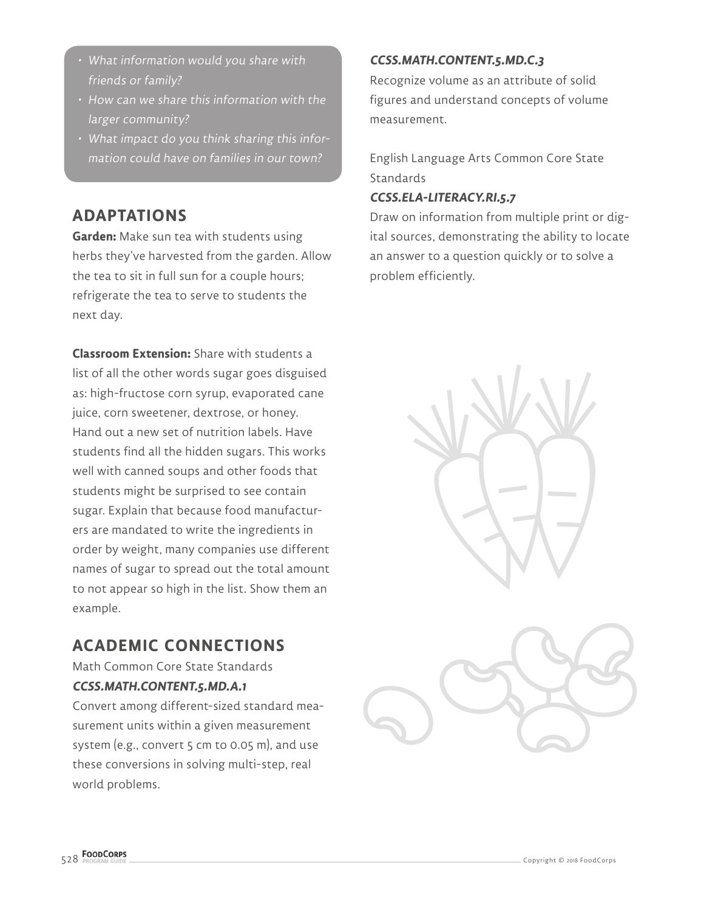- *What information would you share with friends or family?*
- *How can we share this information with the larger community?*
- *What impact do you think sharing this information could have on families in our town?*

## ADAPTATIONS

**Garden:** Make sun tea with students using herbs they've harvested from the garden. Allow the tea to sit in full sun for a couple hours; refrigerate the tea to serve to students the next day.

**Classroom Extension:** Share with students a list of all the other words sugar goes disguised as: high-fructose corn syrup, evaporated cane juice, corn sweetener, dextrose, or honey. Hand out a new set of nutrition labels. Have students find all the hidden sugars. This works well with canned soups and other foods that students might be surprised to see contain sugar. Explain that because food manufacturers are mandated to write the ingredients in order by weight, many companies use different names of sugar to spread out the total amount to not appear so high in the list. Show them an example.

## ACADEMIC CONNECTIONS

Math Common Core State Standards

***CCSS.MATH.CONTENT.5.MD.A.1***

Convert among different-sized standard measurement units within a given measurement system (e.g., convert 5 cm to 0.05 m), and use these conversions in solving multi-step, real world problems.

***CCSS.MATH.CONTENT.5.MD.C.3***

Recognize volume as an attribute of solid figures and understand concepts of volume measurement.

English Language Arts Common Core State Standards

***CCSS.ELA-LITERACY.RI.5.7***

Draw on information from multiple print or digital sources, demonstrating the ability to locate an answer to a question quickly or to solve a problem efficiently.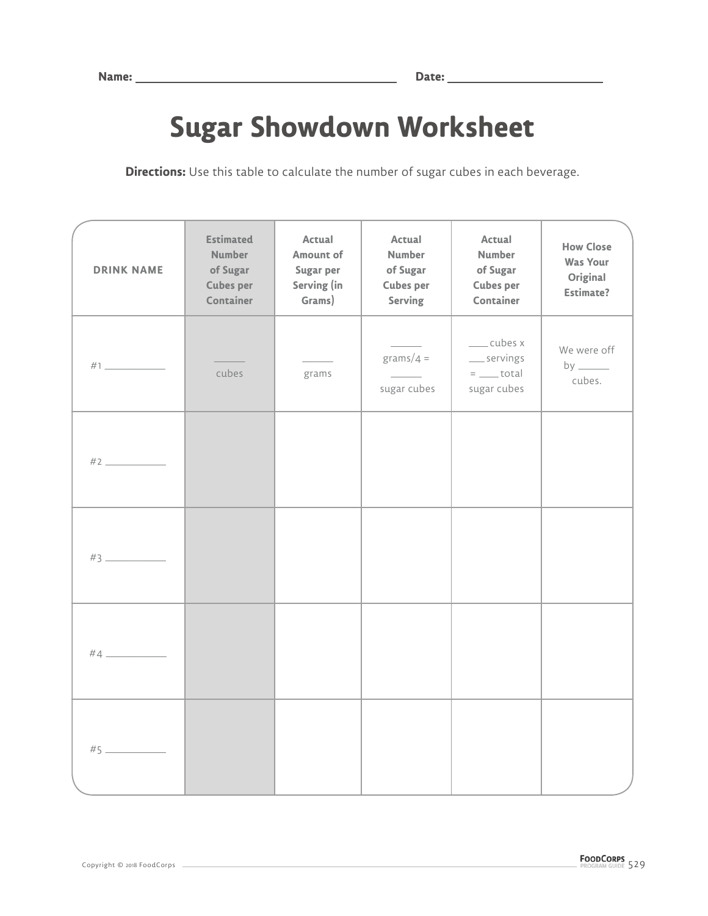Name: ______________________ Date: ______________

# Sugar Showdown Worksheet

**Directions:** Use this table to calculate the number of sugar cubes in each beverage.

| DRINK NAME | Estimated Number of Sugar Cubes per Container | Actual Amount of Sugar per Serving (in Grams) | Actual Number of Sugar Cubes per Serving | Actual Number of Sugar Cubes per Container | How Close Was Your Original Estimate? |
|---|---|---|---|---|---|
| #1 ________ | ______ cubes | ______ grams | ______ grams/4 = ______ sugar cubes | ____ cubes x ____ servings = ____ total sugar cubes | We were off by ______ cubes. |
| #2 ________ | | | | | |
| #3 ________ | | | | | |
| #4 ________ | | | | | |
| #5 ________ | | | | | |

Copyright © 2018 FoodCorps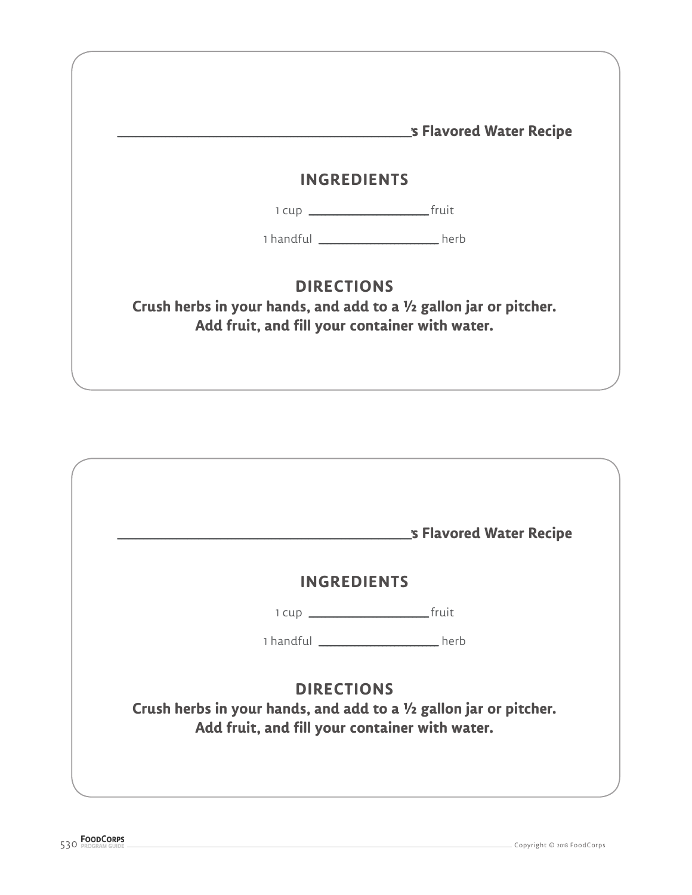________________________________________'s Flavored Water Recipe

## INGREDIENTS

1 cup ____________________ fruit

1 handful ____________________ herb

## DIRECTIONS

**Crush herbs in your hands, and add to a ½ gallon jar or pitcher.**
**Add fruit, and fill your container with water.**

---

________________________________________'s Flavored Water Recipe

## INGREDIENTS

1 cup ____________________ fruit

1 handful ____________________ herb

## DIRECTIONS

**Crush herbs in your hands, and add to a ½ gallon jar or pitcher.**
**Add fruit, and fill your container with water.**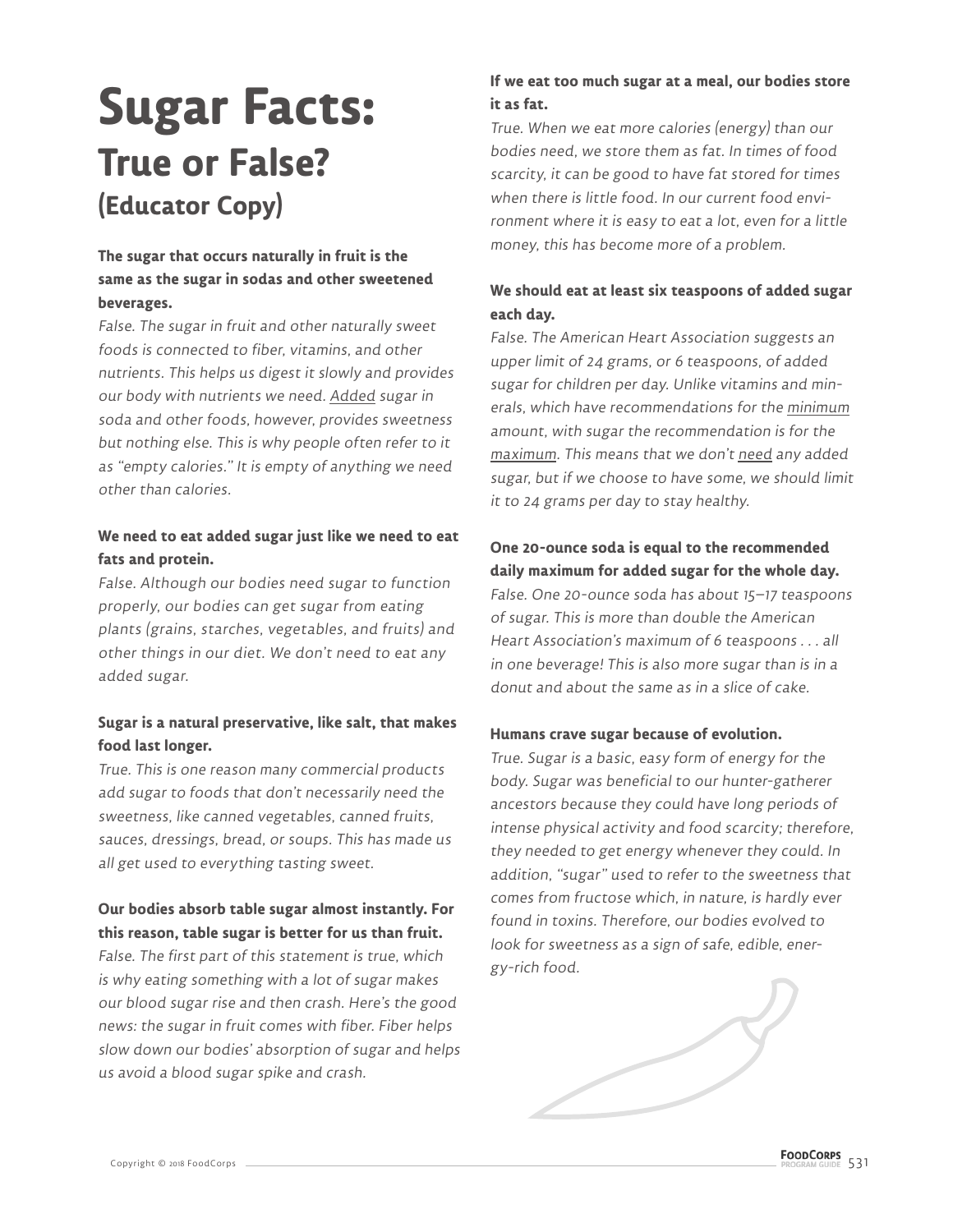# Sugar Facts:

## True or False?

### (Educator Copy)

**The sugar that occurs naturally in fruit is the same as the sugar in sodas and other sweetened beverages.**

*False. The sugar in fruit and other naturally sweet foods is connected to fiber, vitamins, and other nutrients. This helps us digest it slowly and provides our body with nutrients we need. Added sugar in soda and other foods, however, provides sweetness but nothing else. This is why people often refer to it as "empty calories." It is empty of anything we need other than calories.*

**We need to eat added sugar just like we need to eat fats and protein.**

*False. Although our bodies need sugar to function properly, our bodies can get sugar from eating plants (grains, starches, vegetables, and fruits) and other things in our diet. We don't need to eat any added sugar.*

**Sugar is a natural preservative, like salt, that makes food last longer.**

*True. This is one reason many commercial products add sugar to foods that don't necessarily need the sweetness, like canned vegetables, canned fruits, sauces, dressings, bread, or soups. This has made us all get used to everything tasting sweet.*

**Our bodies absorb table sugar almost instantly. For this reason, table sugar is better for us than fruit.**

*False. The first part of this statement is true, which is why eating something with a lot of sugar makes our blood sugar rise and then crash. Here's the good news: the sugar in fruit comes with fiber. Fiber helps slow down our bodies' absorption of sugar and helps us avoid a blood sugar spike and crash.*

**If we eat too much sugar at a meal, our bodies store it as fat.**

*True. When we eat more calories (energy) than our bodies need, we store them as fat. In times of food scarcity, it can be good to have fat stored for times when there is little food. In our current food environment where it is easy to eat a lot, even for a little money, this has become more of a problem.*

**We should eat at least six teaspoons of added sugar each day.**

*False. The American Heart Association suggests an upper limit of 24 grams, or 6 teaspoons, of added sugar for children per day. Unlike vitamins and minerals, which have recommendations for the minimum amount, with sugar the recommendation is for the maximum. This means that we don't need any added sugar, but if we choose to have some, we should limit it to 24 grams per day to stay healthy.*

**One 20-ounce soda is equal to the recommended daily maximum for added sugar for the whole day.**

*False. One 20-ounce soda has about 15–17 teaspoons of sugar. This is more than double the American Heart Association's maximum of 6 teaspoons . . . all in one beverage! This is also more sugar than is in a donut and about the same as in a slice of cake.*

**Humans crave sugar because of evolution.**

*True. Sugar is a basic, easy form of energy for the body. Sugar was beneficial to our hunter-gatherer ancestors because they could have long periods of intense physical activity and food scarcity; therefore, they needed to get energy whenever they could. In addition, "sugar" used to refer to the sweetness that comes from fructose which, in nature, is hardly ever found in toxins. Therefore, our bodies evolved to look for sweetness as a sign of safe, edible, energy-rich food.*

Copyright © 2018 FoodCorps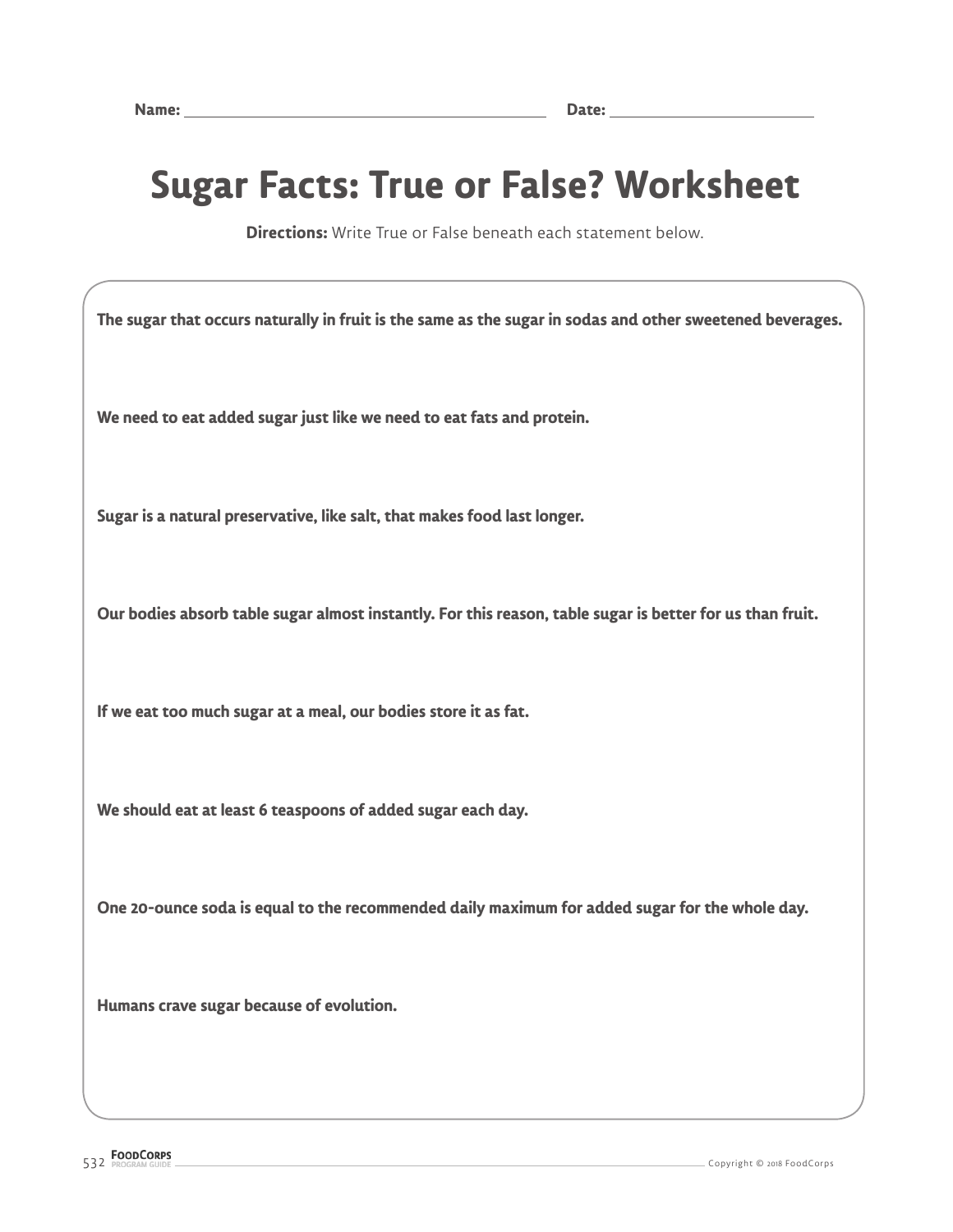Name: ______________________________ Date: ____________________

# Sugar Facts: True or False? Worksheet

**Directions:** Write True or False beneath each statement below.

**The sugar that occurs naturally in fruit is the same as the sugar in sodas and other sweetened beverages.**

**We need to eat added sugar just like we need to eat fats and protein.**

**Sugar is a natural preservative, like salt, that makes food last longer.**

**Our bodies absorb table sugar almost instantly. For this reason, table sugar is better for us than fruit.**

**If we eat too much sugar at a meal, our bodies store it as fat.**

**We should eat at least 6 teaspoons of added sugar each day.**

**One 20-ounce soda is equal to the recommended daily maximum for added sugar for the whole day.**

**Humans crave sugar because of evolution.**

Copyright © 2018 FoodCorps